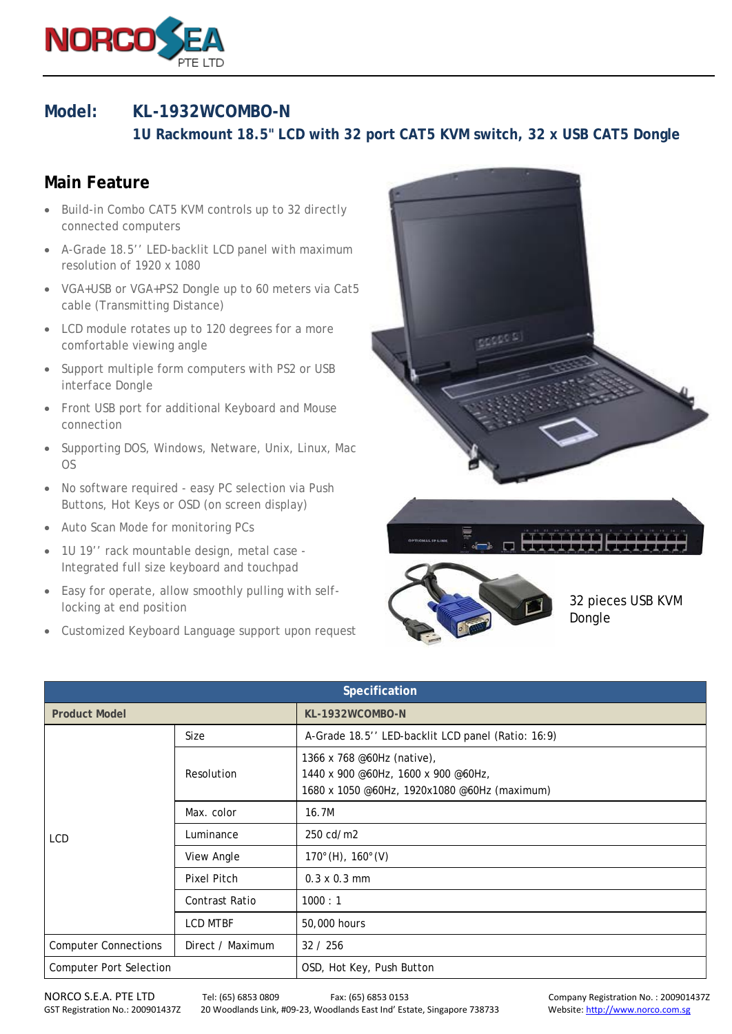# Model: KL-1932WCOMBO-N

## 1U Rackmount 18.5" LCD with 32 port CAT5 KVM switch, 32 x USB CAT5 Dongle

## Main Feature

- Build-in Combo CAT5 KVM controls up to 32 directly connected computers
- A-Grade 18.5'' LED-backlit LCD panel with maximum resolution of 1920 x 1080
- VGA+USB or VGA+PS2 Dongle up to 60 meters via Cat5 cable (Transmitting Distance)
- LCD module rotates up to 120 degrees for a more comfortable viewing angle
- Support multiple form computers with PS2 or USB interface Dongle
- Front USB port for additional Keyboard and Mouse connection
- Supporting DOS, Windows, Netware, Unix, Linux, Mac OS
- No software required - easy PC selection via Push Buttons, Hot Keys or OSD (on screen display)
- Auto Scan Mode for monitoring PCs
- 1U 19'' rack mountable design, metal case - Integrated full size keyboard and touchpad
- Easy for operate, allow smoothly pulling with self-locking at end position
- Customized Keyboard Language support upon request

32 pieces USB KVM Dongle

| Specification | | |
|---|---|---|
| **Product Model** | | **KL-1932WCOMBO-N** |
| LCD | Size | A-Grade 18.5'' LED-backlit LCD panel (Ratio: 16:9) |
| | Resolution | 1366 x 768 @60Hz (native),<br>1440 x 900 @60Hz, 1600 x 900 @60Hz,<br>1680 x 1050 @60Hz, 1920x1080 @60Hz (maximum) |
| | Max. color | 16.7M |
| | Luminance | 250 cd/m2 |
| | View Angle | 170°(H), 160°(V) |
| | Pixel Pitch | 0.3 x 0.3 mm |
| | Contrast Ratio | 1000 : 1 |
| | LCD MTBF | 50,000 hours |
| Computer Connections | Direct / Maximum | 32 / 256 |
| Computer Port Selection | | OSD, Hot Key, Push Button |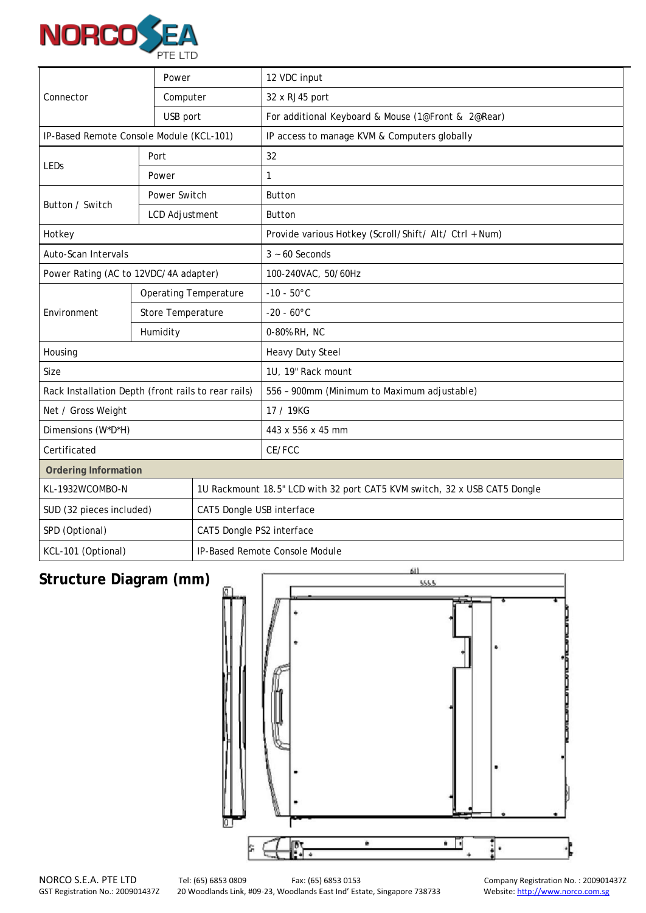| | | |
|---|---|---|
| Connector | Power | 12 VDC input |
| | Computer | 32 x RJ45 port |
| | USB port | For additional Keyboard & Mouse (1@Front & 2@Rear) |
| IP-Based Remote Console Module (KCL-101) | | IP access to manage KVM & Computers globally |
| LEDs | Port | 32 |
| | Power | 1 |
| Button / Switch | Power Switch | Button |
| | LCD Adjustment | Button |
| Hotkey | | Provide various Hotkey (Scroll/Shift/ Alt/ Ctrl +Num) |
| Auto-Scan Intervals | | 3 ~ 60 Seconds |
| Power Rating (AC to 12VDC/4A adapter) | | 100-240VAC, 50/60Hz |
| Environment | Operating Temperature | -10 - 50°C |
| | Store Temperature | -20 - 60°C |
| | Humidity | 0-80%RH, NC |
| Housing | | Heavy Duty Steel |
| Size | | 1U, 19" Rack mount |
| Rack Installation Depth (front rails to rear rails) | | 556 – 900mm (Minimum to Maximum adjustable) |
| Net / Gross Weight | | 17 / 19KG |
| Dimensions (W*D*H) | | 443 x 556 x 45 mm |
| Certificated | | CE/FCC |

**Ordering Information**

| | |
|---|---|
| KL-1932WCOMBO-N | 1U Rackmount 18.5" LCD with 32 port CAT5 KVM switch, 32 x USB CAT5 Dongle |
| SUD (32 pieces included) | CAT5 Dongle USB interface |
| SPD (Optional) | CAT5 Dongle PS2 interface |
| KCL-101 (Optional) | IP-Based Remote Console Module |

## Structure Diagram (mm)

611

555.5

NORCO S.E.A. PTE LTD Tel: (65) 6853 0809 Fax: (65) 6853 0153 Company Registration No. : 200901437Z
GST Registration No.: 200901437Z 20 Woodlands Link, #09-23, Woodlands East Ind' Estate, Singapore 738733 Website: http://www.norco.com.sg